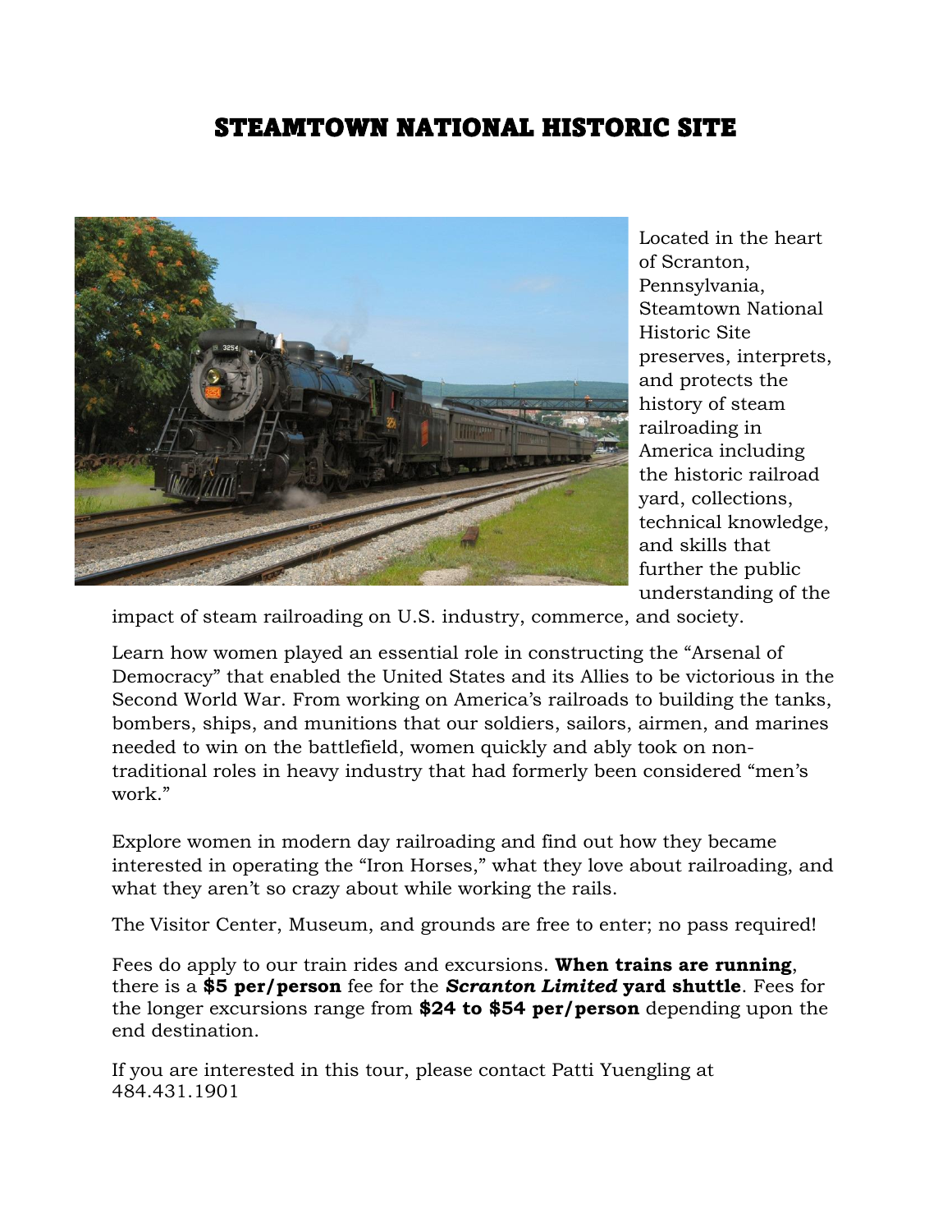# STEAMTOWN NATIONAL HISTORIC SITE

Located in the heart of Scranton, Pennsylvania, Steamtown National Historic Site preserves, interprets, and protects the history of steam railroading in America including the historic railroad yard, collections, technical knowledge, and skills that further the public understanding of the impact of steam railroading on U.S. industry, commerce, and society.

Learn how women played an essential role in constructing the "Arsenal of Democracy" that enabled the United States and its Allies to be victorious in the Second World War. From working on America's railroads to building the tanks, bombers, ships, and munitions that our soldiers, sailors, airmen, and marines needed to win on the battlefield, women quickly and ably took on non-traditional roles in heavy industry that had formerly been considered "men's work."

Explore women in modern day railroading and find out how they became interested in operating the "Iron Horses," what they love about railroading, and what they aren't so crazy about while working the rails.

The Visitor Center, Museum, and grounds are free to enter; no pass required!

Fees do apply to our train rides and excursions. **When trains are running**, there is a **$5 per/person** fee for the ***Scranton Limited* yard shuttle**. Fees for the longer excursions range from **$24 to $54 per/person** depending upon the end destination.

If you are interested in this tour, please contact Patti Yuengling at 484.431.1901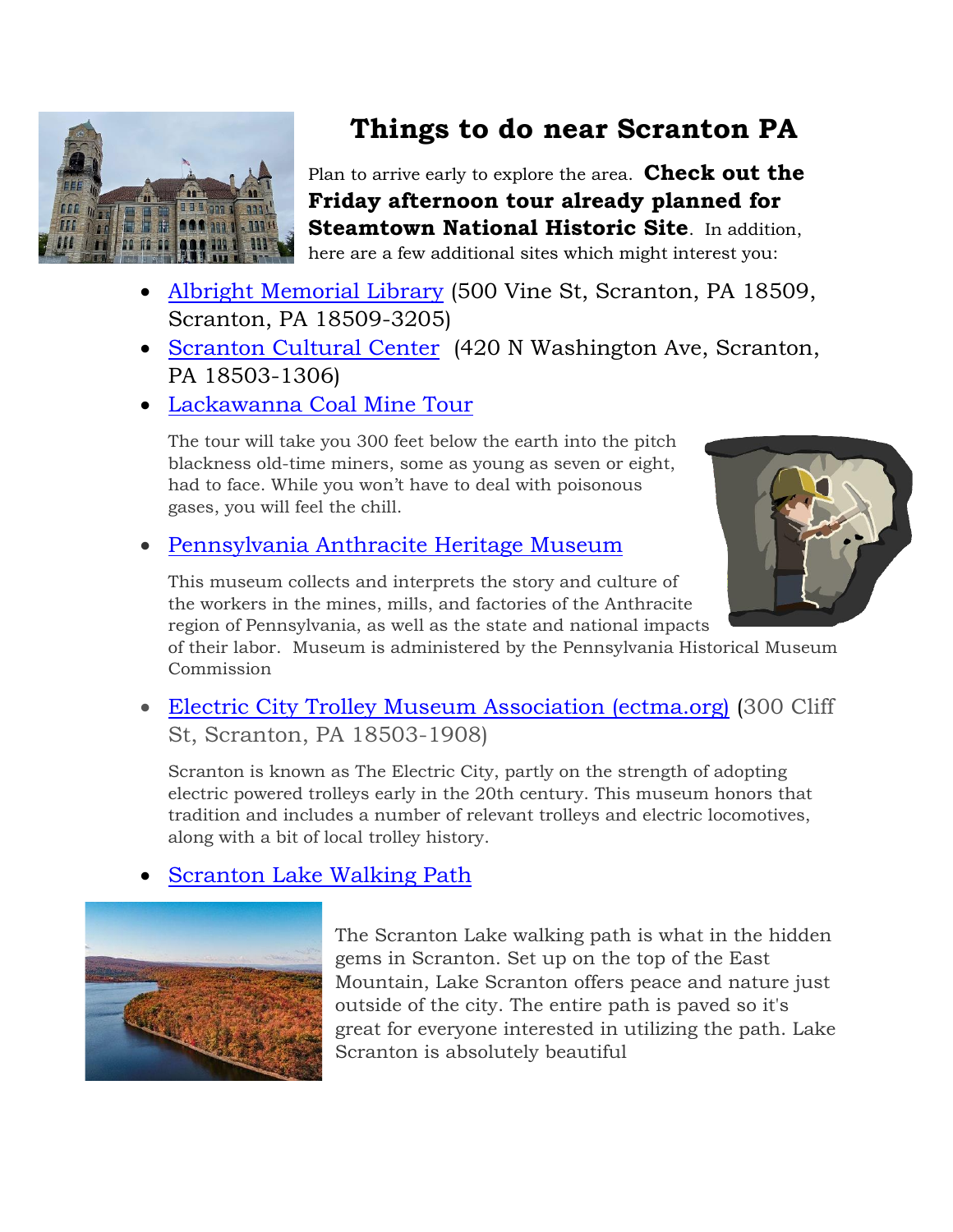# Things to do near Scranton PA

Plan to arrive early to explore the area. **Check out the Friday afternoon tour already planned for Steamtown National Historic Site**. In addition, here are a few additional sites which might interest you:

- Albright Memorial Library (500 Vine St, Scranton, PA 18509, Scranton, PA 18509-3205)
- Scranton Cultural Center (420 N Washington Ave, Scranton, PA 18503-1306)
- Lackawanna Coal Mine Tour

  The tour will take you 300 feet below the earth into the pitch blackness old-time miners, some as young as seven or eight, had to face. While you won't have to deal with poisonous gases, you will feel the chill.

- Pennsylvania Anthracite Heritage Museum

  This museum collects and interprets the story and culture of the workers in the mines, mills, and factories of the Anthracite region of Pennsylvania, as well as the state and national impacts of their labor. Museum is administered by the Pennsylvania Historical Museum Commission

- Electric City Trolley Museum Association (ectma.org) (300 Cliff St, Scranton, PA 18503-1908)

  Scranton is known as The Electric City, partly on the strength of adopting electric powered trolleys early in the 20th century. This museum honors that tradition and includes a number of relevant trolleys and electric locomotives, along with a bit of local trolley history.

- Scranton Lake Walking Path

  The Scranton Lake walking path is what in the hidden gems in Scranton. Set up on the top of the East Mountain, Lake Scranton offers peace and nature just outside of the city. The entire path is paved so it's great for everyone interested in utilizing the path. Lake Scranton is absolutely beautiful